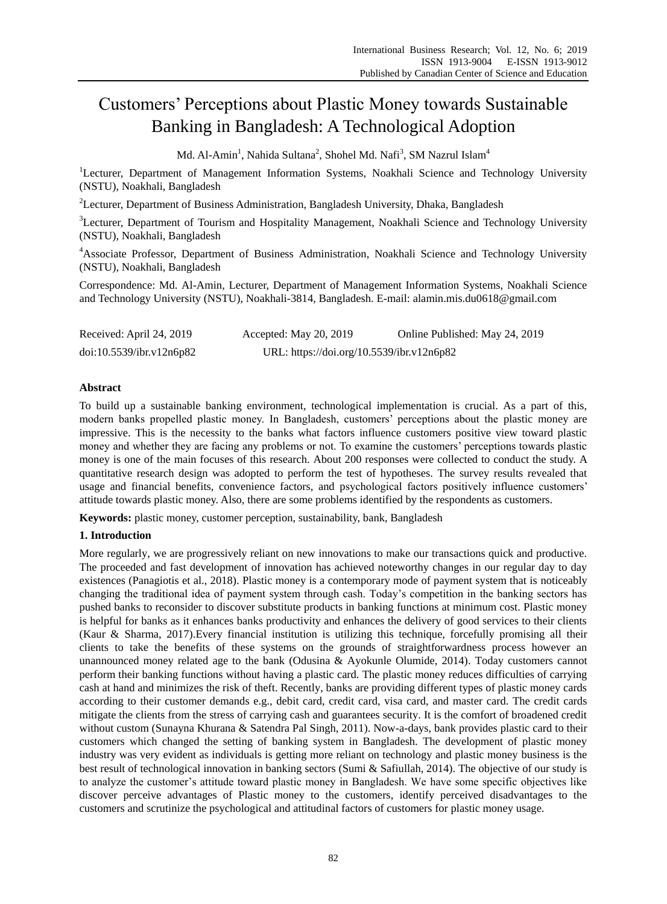# Customers' Perceptions about Plastic Money towards Sustainable Banking in Bangladesh: A Technological Adoption

Md. Al-Amin[1], Nahida Sultana[2], Shohel Md. Nafi[3], SM Nazrul Islam[4]

[1]Lecturer, Department of Management Information Systems, Noakhali Science and Technology University (NSTU), Noakhali, Bangladesh

[2]Lecturer, Department of Business Administration, Bangladesh University, Dhaka, Bangladesh

[3]Lecturer, Department of Tourism and Hospitality Management, Noakhali Science and Technology University (NSTU), Noakhali, Bangladesh

[4]Associate Professor, Department of Business Administration, Noakhali Science and Technology University (NSTU), Noakhali, Bangladesh

Correspondence: Md. Al-Amin, Lecturer, Department of Management Information Systems, Noakhali Science and Technology University (NSTU), Noakhali-3814, Bangladesh. E-mail: alamin.mis.du0618@gmail.com

Received: April 24, 2019 Accepted: May 20, 2019 Online Published: May 24, 2019

doi:10.5539/ibr.v12n6p82 URL: https://doi.org/10.5539/ibr.v12n6p82

## Abstract

To build up a sustainable banking environment, technological implementation is crucial. As a part of this, modern banks propelled plastic money. In Bangladesh, customers' perceptions about the plastic money are impressive. This is the necessity to the banks what factors influence customers positive view toward plastic money and whether they are facing any problems or not. To examine the customers' perceptions towards plastic money is one of the main focuses of this research. About 200 responses were collected to conduct the study. A quantitative research design was adopted to perform the test of hypotheses. The survey results revealed that usage and financial benefits, convenience factors, and psychological factors positively influence customers' attitude towards plastic money. Also, there are some problems identified by the respondents as customers.

**Keywords:** plastic money, customer perception, sustainability, bank, Bangladesh

## 1. Introduction

More regularly, we are progressively reliant on new innovations to make our transactions quick and productive. The proceeded and fast development of innovation has achieved noteworthy changes in our regular day to day existences (Panagiotis et al., 2018). Plastic money is a contemporary mode of payment system that is noticeably changing the traditional idea of payment system through cash. Today's competition in the banking sectors has pushed banks to reconsider to discover substitute products in banking functions at minimum cost. Plastic money is helpful for banks as it enhances banks productivity and enhances the delivery of good services to their clients (Kaur & Sharma, 2017).Every financial institution is utilizing this technique, forcefully promising all their clients to take the benefits of these systems on the grounds of straightforwardness process however an unannounced money related age to the bank (Odusina & Ayokunle Olumide, 2014). Today customers cannot perform their banking functions without having a plastic card. The plastic money reduces difficulties of carrying cash at hand and minimizes the risk of theft. Recently, banks are providing different types of plastic money cards according to their customer demands e.g., debit card, credit card, visa card, and master card. The credit cards mitigate the clients from the stress of carrying cash and guarantees security. It is the comfort of broadened credit without custom (Sunayna Khurana & Satendra Pal Singh, 2011). Now-a-days, bank provides plastic card to their customers which changed the setting of banking system in Bangladesh. The development of plastic money industry was very evident as individuals is getting more reliant on technology and plastic money business is the best result of technological innovation in banking sectors (Sumi & Safiullah, 2014). The objective of our study is to analyze the customer's attitude toward plastic money in Bangladesh. We have some specific objectives like discover perceive advantages of Plastic money to the customers, identify perceived disadvantages to the customers and scrutinize the psychological and attitudinal factors of customers for plastic money usage.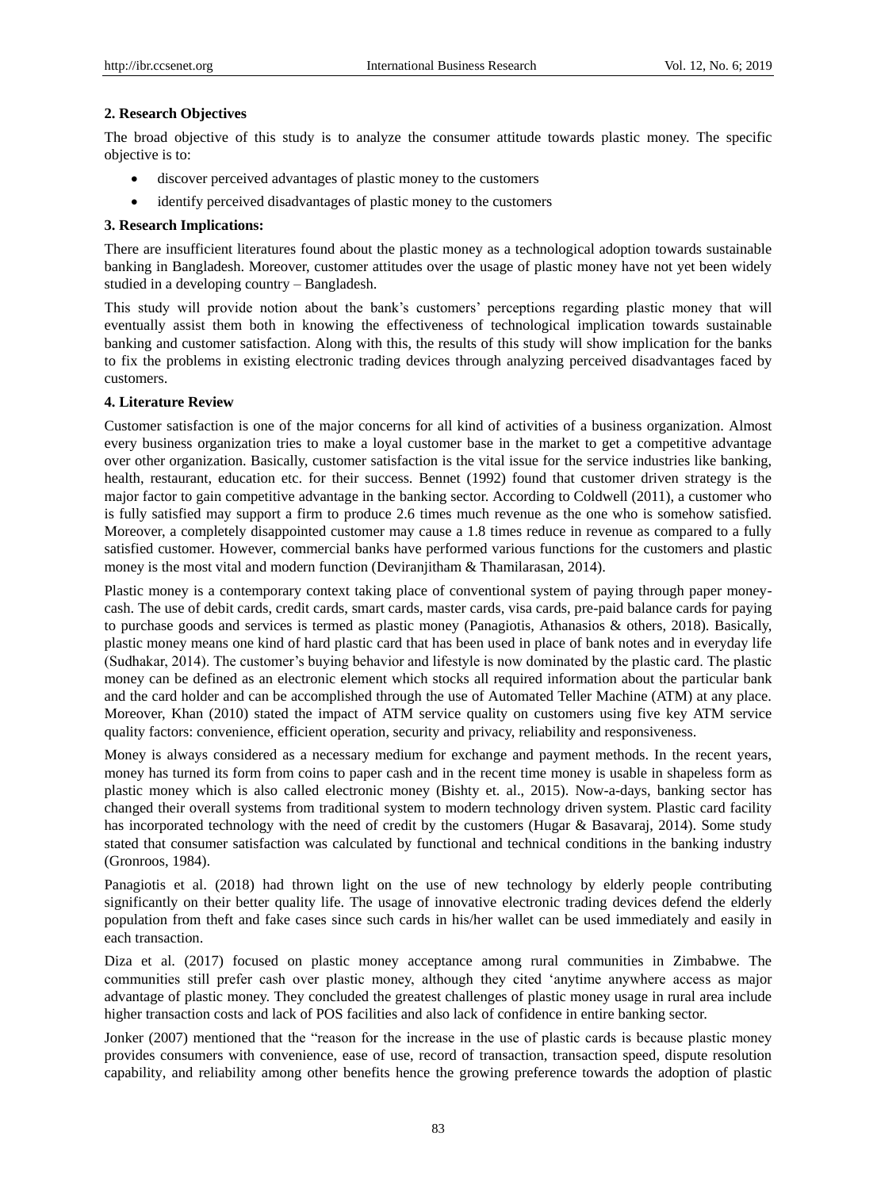### 2. Research Objectives

The broad objective of this study is to analyze the consumer attitude towards plastic money. The specific objective is to:

- discover perceived advantages of plastic money to the customers
- identify perceived disadvantages of plastic money to the customers

### 3. Research Implications:

There are insufficient literatures found about the plastic money as a technological adoption towards sustainable banking in Bangladesh. Moreover, customer attitudes over the usage of plastic money have not yet been widely studied in a developing country – Bangladesh.

This study will provide notion about the bank's customers' perceptions regarding plastic money that will eventually assist them both in knowing the effectiveness of technological implication towards sustainable banking and customer satisfaction. Along with this, the results of this study will show implication for the banks to fix the problems in existing electronic trading devices through analyzing perceived disadvantages faced by customers.

### 4. Literature Review

Customer satisfaction is one of the major concerns for all kind of activities of a business organization. Almost every business organization tries to make a loyal customer base in the market to get a competitive advantage over other organization. Basically, customer satisfaction is the vital issue for the service industries like banking, health, restaurant, education etc. for their success. Bennet (1992) found that customer driven strategy is the major factor to gain competitive advantage in the banking sector. According to Coldwell (2011), a customer who is fully satisfied may support a firm to produce 2.6 times much revenue as the one who is somehow satisfied. Moreover, a completely disappointed customer may cause a 1.8 times reduce in revenue as compared to a fully satisfied customer. However, commercial banks have performed various functions for the customers and plastic money is the most vital and modern function (Deviranjitham & Thamilarasan, 2014).

Plastic money is a contemporary context taking place of conventional system of paying through paper money-cash. The use of debit cards, credit cards, smart cards, master cards, visa cards, pre-paid balance cards for paying to purchase goods and services is termed as plastic money (Panagiotis, Athanasios & others, 2018). Basically, plastic money means one kind of hard plastic card that has been used in place of bank notes and in everyday life (Sudhakar, 2014). The customer's buying behavior and lifestyle is now dominated by the plastic card. The plastic money can be defined as an electronic element which stocks all required information about the particular bank and the card holder and can be accomplished through the use of Automated Teller Machine (ATM) at any place. Moreover, Khan (2010) stated the impact of ATM service quality on customers using five key ATM service quality factors: convenience, efficient operation, security and privacy, reliability and responsiveness.

Money is always considered as a necessary medium for exchange and payment methods. In the recent years, money has turned its form from coins to paper cash and in the recent time money is usable in shapeless form as plastic money which is also called electronic money (Bishty et. al., 2015). Now-a-days, banking sector has changed their overall systems from traditional system to modern technology driven system. Plastic card facility has incorporated technology with the need of credit by the customers (Hugar & Basavaraj, 2014). Some study stated that consumer satisfaction was calculated by functional and technical conditions in the banking industry (Gronroos, 1984).

Panagiotis et al. (2018) had thrown light on the use of new technology by elderly people contributing significantly on their better quality life. The usage of innovative electronic trading devices defend the elderly population from theft and fake cases since such cards in his/her wallet can be used immediately and easily in each transaction.

Diza et al. (2017) focused on plastic money acceptance among rural communities in Zimbabwe. The communities still prefer cash over plastic money, although they cited 'anytime anywhere access as major advantage of plastic money. They concluded the greatest challenges of plastic money usage in rural area include higher transaction costs and lack of POS facilities and also lack of confidence in entire banking sector.

Jonker (2007) mentioned that the "reason for the increase in the use of plastic cards is because plastic money provides consumers with convenience, ease of use, record of transaction, transaction speed, dispute resolution capability, and reliability among other benefits hence the growing preference towards the adoption of plastic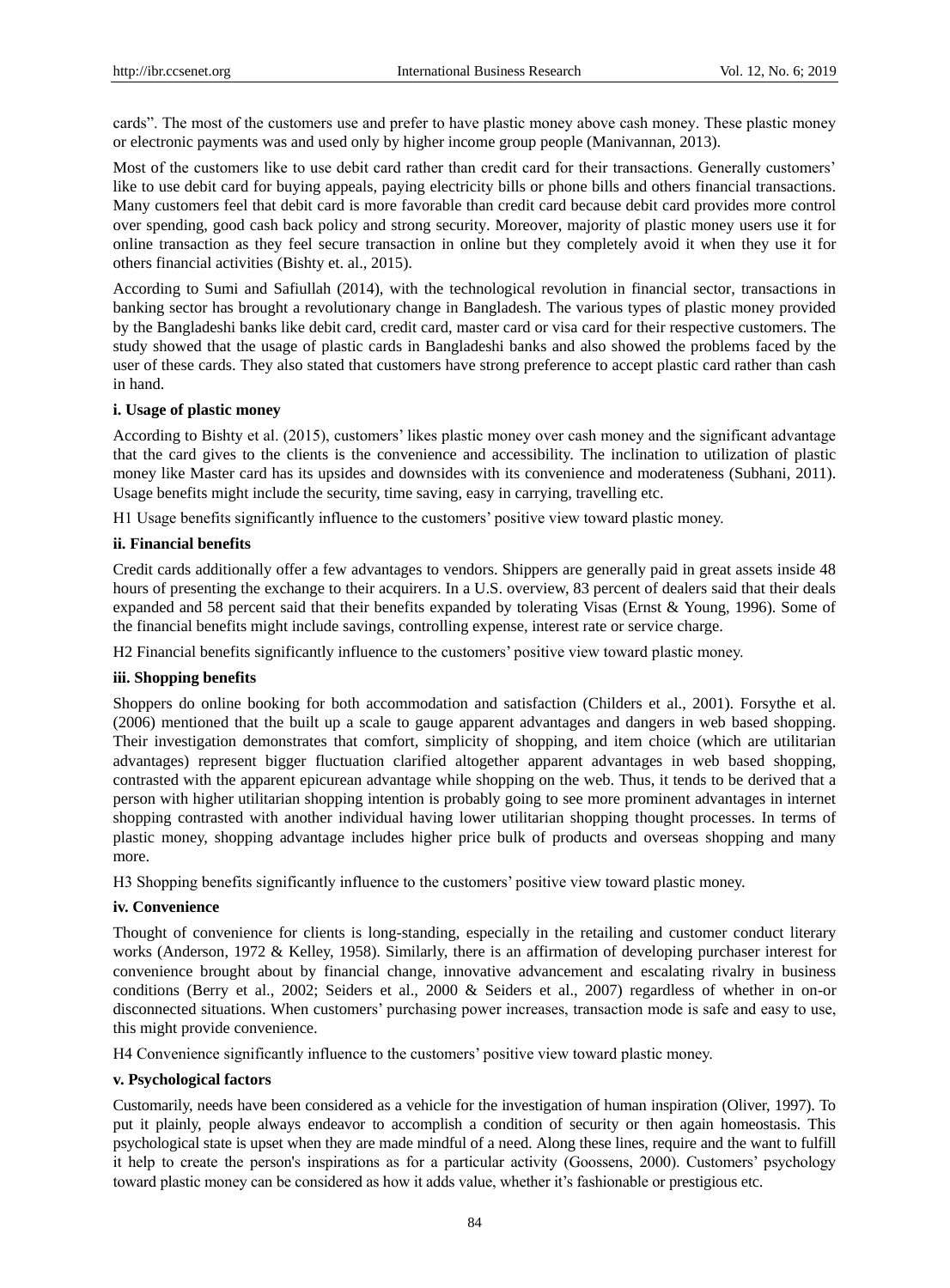cards". The most of the customers use and prefer to have plastic money above cash money. These plastic money or electronic payments was and used only by higher income group people (Manivannan, 2013).

Most of the customers like to use debit card rather than credit card for their transactions. Generally customers' like to use debit card for buying appeals, paying electricity bills or phone bills and others financial transactions. Many customers feel that debit card is more favorable than credit card because debit card provides more control over spending, good cash back policy and strong security. Moreover, majority of plastic money users use it for online transaction as they feel secure transaction in online but they completely avoid it when they use it for others financial activities (Bishty et. al., 2015).

According to Sumi and Safiullah (2014), with the technological revolution in financial sector, transactions in banking sector has brought a revolutionary change in Bangladesh. The various types of plastic money provided by the Bangladeshi banks like debit card, credit card, master card or visa card for their respective customers. The study showed that the usage of plastic cards in Bangladeshi banks and also showed the problems faced by the user of these cards. They also stated that customers have strong preference to accept plastic card rather than cash in hand.

**i. Usage of plastic money**

According to Bishty et al. (2015), customers' likes plastic money over cash money and the significant advantage that the card gives to the clients is the convenience and accessibility. The inclination to utilization of plastic money like Master card has its upsides and downsides with its convenience and moderateness (Subhani, 2011). Usage benefits might include the security, time saving, easy in carrying, travelling etc.

H1 Usage benefits significantly influence to the customers' positive view toward plastic money.

**ii. Financial benefits**

Credit cards additionally offer a few advantages to vendors. Shippers are generally paid in great assets inside 48 hours of presenting the exchange to their acquirers. In a U.S. overview, 83 percent of dealers said that their deals expanded and 58 percent said that their benefits expanded by tolerating Visas (Ernst & Young, 1996). Some of the financial benefits might include savings, controlling expense, interest rate or service charge.

H2 Financial benefits significantly influence to the customers' positive view toward plastic money.

**iii. Shopping benefits**

Shoppers do online booking for both accommodation and satisfaction (Childers et al., 2001). Forsythe et al. (2006) mentioned that the built up a scale to gauge apparent advantages and dangers in web based shopping. Their investigation demonstrates that comfort, simplicity of shopping, and item choice (which are utilitarian advantages) represent bigger fluctuation clarified altogether apparent advantages in web based shopping, contrasted with the apparent epicurean advantage while shopping on the web. Thus, it tends to be derived that a person with higher utilitarian shopping intention is probably going to see more prominent advantages in internet shopping contrasted with another individual having lower utilitarian shopping thought processes. In terms of plastic money, shopping advantage includes higher price bulk of products and overseas shopping and many more.

H3 Shopping benefits significantly influence to the customers' positive view toward plastic money.

**iv. Convenience**

Thought of convenience for clients is long-standing, especially in the retailing and customer conduct literary works (Anderson, 1972 & Kelley, 1958). Similarly, there is an affirmation of developing purchaser interest for convenience brought about by financial change, innovative advancement and escalating rivalry in business conditions (Berry et al., 2002; Seiders et al., 2000 & Seiders et al., 2007) regardless of whether in on-or disconnected situations. When customers' purchasing power increases, transaction mode is safe and easy to use, this might provide convenience.

H4 Convenience significantly influence to the customers' positive view toward plastic money.

**v. Psychological factors**

Customarily, needs have been considered as a vehicle for the investigation of human inspiration (Oliver, 1997). To put it plainly, people always endeavor to accomplish a condition of security or then again homeostasis. This psychological state is upset when they are made mindful of a need. Along these lines, require and the want to fulfill it help to create the person's inspirations as for a particular activity (Goossens, 2000). Customers' psychology toward plastic money can be considered as how it adds value, whether it's fashionable or prestigious etc.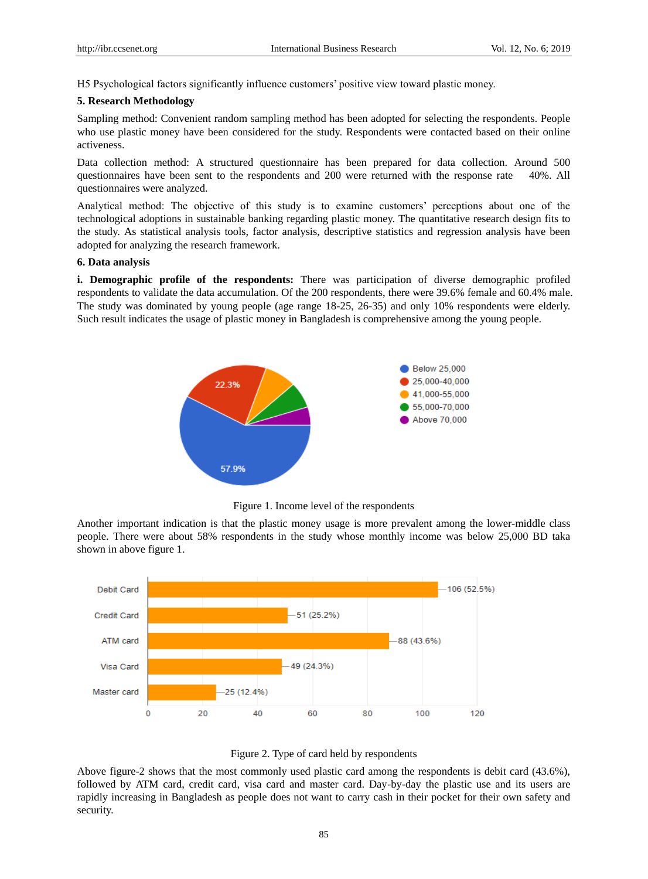H5 Psychological factors significantly influence customers' positive view toward plastic money.

## 5. Research Methodology

Sampling method: Convenient random sampling method has been adopted for selecting the respondents. People who use plastic money have been considered for the study. Respondents were contacted based on their online activeness.

Data collection method: A structured questionnaire has been prepared for data collection. Around 500 questionnaires have been sent to the respondents and 200 were returned with the response rate 40%. All questionnaires were analyzed.

Analytical method: The objective of this study is to examine customers' perceptions about one of the technological adoptions in sustainable banking regarding plastic money. The quantitative research design fits to the study. As statistical analysis tools, factor analysis, descriptive statistics and regression analysis have been adopted for analyzing the research framework.

## 6. Data analysis

**i. Demographic profile of the respondents:** There was participation of diverse demographic profiled respondents to validate the data accumulation. Of the 200 respondents, there were 39.6% female and 60.4% male. The study was dominated by young people (age range 18-25, 26-35) and only 10% respondents were elderly. Such result indicates the usage of plastic money in Bangladesh is comprehensive among the young people.

Figure 1. Income level of the respondents

Another important indication is that the plastic money usage is more prevalent among the lower-middle class people. There were about 58% respondents in the study whose monthly income was below 25,000 BD taka shown in above figure 1.

Figure 2. Type of card held by respondents

Above figure-2 shows that the most commonly used plastic card among the respondents is debit card (43.6%), followed by ATM card, credit card, visa card and master card. Day-by-day the plastic use and its users are rapidly increasing in Bangladesh as people does not want to carry cash in their pocket for their own safety and security.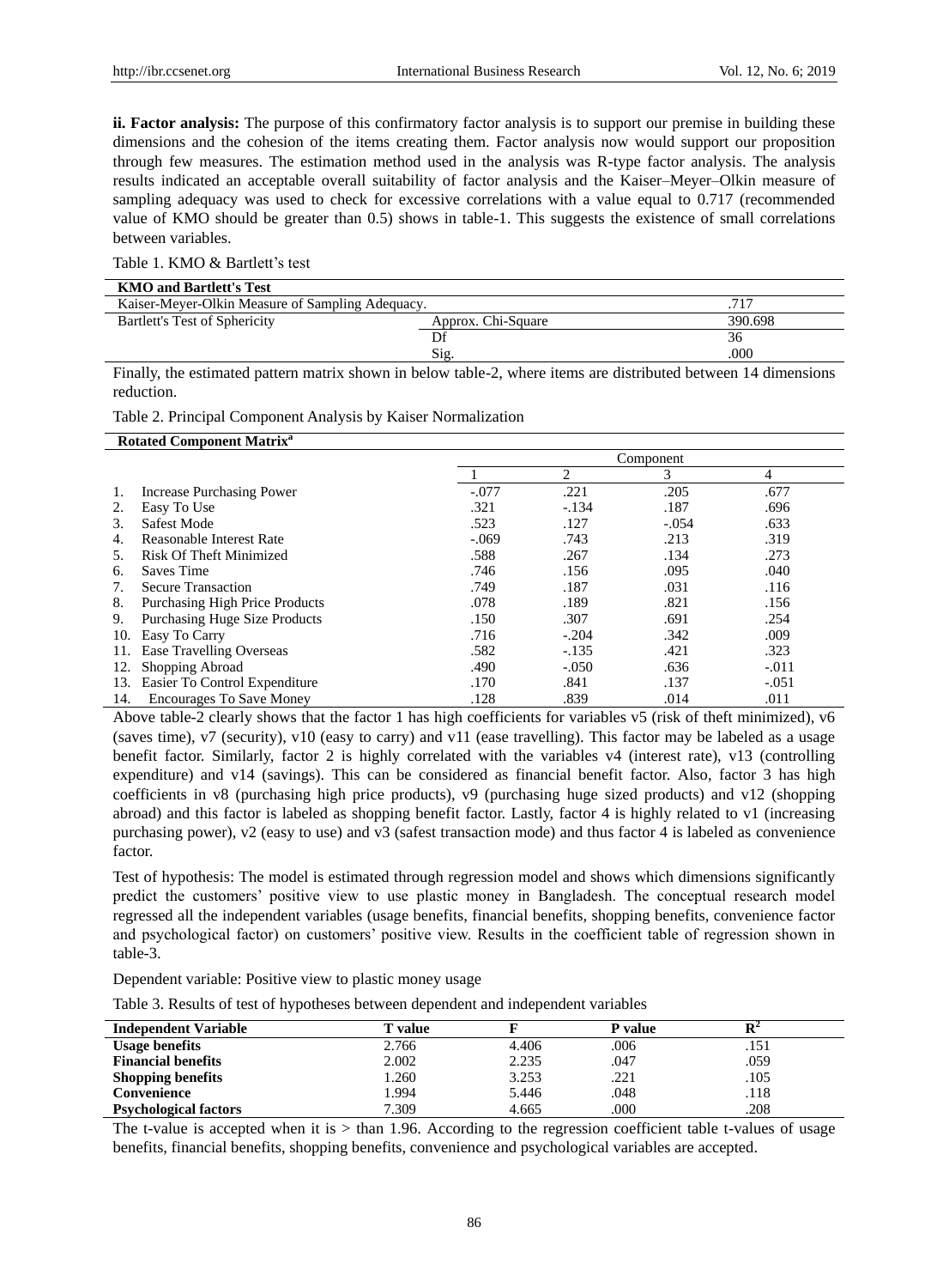**ii. Factor analysis:** The purpose of this confirmatory factor analysis is to support our premise in building these dimensions and the cohesion of the items creating them. Factor analysis now would support our proposition through few measures. The estimation method used in the analysis was R-type factor analysis. The analysis results indicated an acceptable overall suitability of factor analysis and the Kaiser–Meyer–Olkin measure of sampling adequacy was used to check for excessive correlations with a value equal to 0.717 (recommended value of KMO should be greater than 0.5) shows in table-1. This suggests the existence of small correlations between variables.

Table 1. KMO & Bartlett's test

| **KMO and Bartlett's Test** | | |
|---|---|---|
| Kaiser-Meyer-Olkin Measure of Sampling Adequacy. | | .717 |
| Bartlett's Test of Sphericity | Approx. Chi-Square | 390.698 |
| | Df | 36 |
| | Sig. | .000 |

Finally, the estimated pattern matrix shown in below table-2, where items are distributed between 14 dimensions reduction.

Table 2. Principal Component Analysis by Kaiser Normalization

| **Rotated Component Matrix[a]** | Component | | | |
|---|---|---|---|---|
| | 1 | 2 | 3 | 4 |
| 1. Increase Purchasing Power | -.077 | .221 | .205 | .677 |
| 2. Easy To Use | .321 | -.134 | .187 | .696 |
| 3. Safest Mode | .523 | .127 | -.054 | .633 |
| 4. Reasonable Interest Rate | -.069 | .743 | .213 | .319 |
| 5. Risk Of Theft Minimized | .588 | .267 | .134 | .273 |
| 6. Saves Time | .746 | .156 | .095 | .040 |
| 7. Secure Transaction | .749 | .187 | .031 | .116 |
| 8. Purchasing High Price Products | .078 | .189 | .821 | .156 |
| 9. Purchasing Huge Size Products | .150 | .307 | .691 | .254 |
| 10. Easy To Carry | .716 | -.204 | .342 | .009 |
| 11. Ease Travelling Overseas | .582 | -.135 | .421 | .323 |
| 12. Shopping Abroad | .490 | -.050 | .636 | -.011 |
| 13. Easier To Control Expenditure | .170 | .841 | .137 | -.051 |
| 14. Encourages To Save Money | .128 | .839 | .014 | .011 |

Above table-2 clearly shows that the factor 1 has high coefficients for variables v5 (risk of theft minimized), v6 (saves time), v7 (security), v10 (easy to carry) and v11 (ease travelling). This factor may be labeled as a usage benefit factor. Similarly, factor 2 is highly correlated with the variables v4 (interest rate), v13 (controlling expenditure) and v14 (savings). This can be considered as financial benefit factor. Also, factor 3 has high coefficients in v8 (purchasing high price products), v9 (purchasing huge sized products) and v12 (shopping abroad) and this factor is labeled as shopping benefit factor. Lastly, factor 4 is highly related to v1 (increasing purchasing power), v2 (easy to use) and v3 (safest transaction mode) and thus factor 4 is labeled as convenience factor.

Test of hypothesis: The model is estimated through regression model and shows which dimensions significantly predict the customers' positive view to use plastic money in Bangladesh. The conceptual research model regressed all the independent variables (usage benefits, financial benefits, shopping benefits, convenience factor and psychological factor) on customers' positive view. Results in the coefficient table of regression shown in table-3.

Dependent variable: Positive view to plastic money usage

Table 3. Results of test of hypotheses between dependent and independent variables

| **Independent Variable** | **T value** | **F** | **P value** | **$R^2$** |
|---|---|---|---|---|
| **Usage benefits** | 2.766 | 4.406 | .006 | .151 |
| **Financial benefits** | 2.002 | 2.235 | .047 | .059 |
| **Shopping benefits** | 1.260 | 3.253 | .221 | .105 |
| **Convenience** | 1.994 | 5.446 | .048 | .118 |
| **Psychological factors** | 7.309 | 4.665 | .000 | .208 |

The t-value is accepted when it is > than 1.96. According to the regression coefficient table t-values of usage benefits, financial benefits, shopping benefits, convenience and psychological variables are accepted.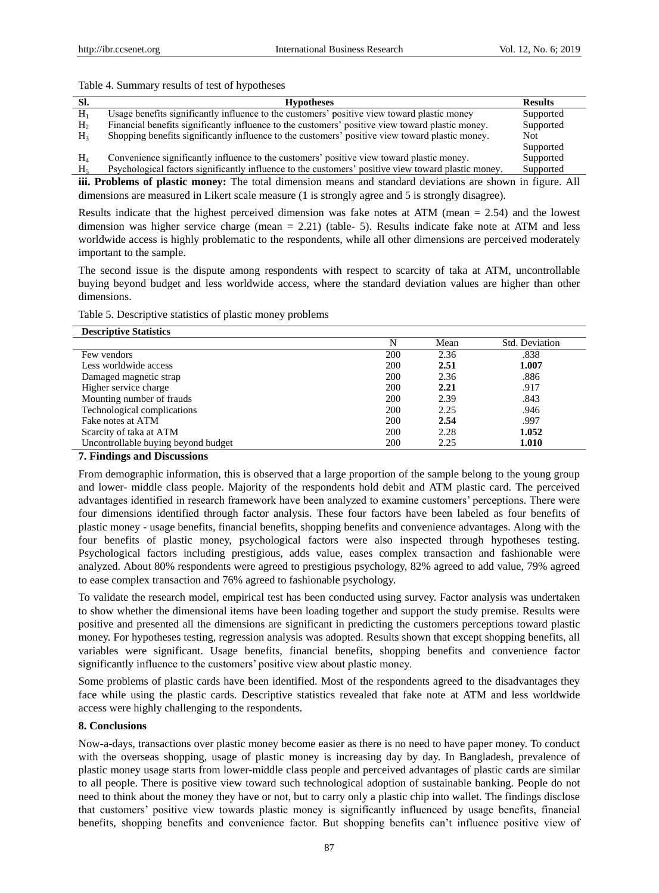Table 4. Summary results of test of hypotheses

| Sl. | Hypotheses | Results |
|---|---|---|
| $H_1$ | Usage benefits significantly influence to the customers' positive view toward plastic money | Supported |
| $H_2$ | Financial benefits significantly influence to the customers' positive view toward plastic money. | Supported |
| $H_3$ | Shopping benefits significantly influence to the customers' positive view toward plastic money. | Not Supported |
| $H_4$ | Convenience significantly influence to the customers' positive view toward plastic money. | Supported |
| $H_5$ | Psychological factors significantly influence to the customers' positive view toward plastic money. | Supported |

**iii. Problems of plastic money:** The total dimension means and standard deviations are shown in figure. All dimensions are measured in Likert scale measure (1 is strongly agree and 5 is strongly disagree).

Results indicate that the highest perceived dimension was fake notes at ATM (mean = 2.54) and the lowest dimension was higher service charge (mean = 2.21) (table- 5). Results indicate fake note at ATM and less worldwide access is highly problematic to the respondents, while all other dimensions are perceived moderately important to the sample.

The second issue is the dispute among respondents with respect to scarcity of taka at ATM, uncontrollable buying beyond budget and less worldwide access, where the standard deviation values are higher than other dimensions.

Table 5. Descriptive statistics of plastic money problems

| Descriptive Statistics | | | |
|---|---|---|---|
| | N | Mean | Std. Deviation |
| Few vendors | 200 | 2.36 | .838 |
| Less worldwide access | 200 | **2.51** | **1.007** |
| Damaged magnetic strap | 200 | 2.36 | .886 |
| Higher service charge | 200 | **2.21** | .917 |
| Mounting number of frauds | 200 | 2.39 | .843 |
| Technological complications | 200 | 2.25 | .946 |
| Fake notes at ATM | 200 | **2.54** | .997 |
| Scarcity of taka at ATM | 200 | 2.28 | **1.052** |
| Uncontrollable buying beyond budget | 200 | 2.25 | **1.010** |

## 7. Findings and Discussions

From demographic information, this is observed that a large proportion of the sample belong to the young group and lower- middle class people. Majority of the respondents hold debit and ATM plastic card. The perceived advantages identified in research framework have been analyzed to examine customers' perceptions. There were four dimensions identified through factor analysis. These four factors have been labeled as four benefits of plastic money - usage benefits, financial benefits, shopping benefits and convenience advantages. Along with the four benefits of plastic money, psychological factors were also inspected through hypotheses testing. Psychological factors including prestigious, adds value, eases complex transaction and fashionable were analyzed. About 80% respondents were agreed to prestigious psychology, 82% agreed to add value, 79% agreed to ease complex transaction and 76% agreed to fashionable psychology.

To validate the research model, empirical test has been conducted using survey. Factor analysis was undertaken to show whether the dimensional items have been loading together and support the study premise. Results were positive and presented all the dimensions are significant in predicting the customers perceptions toward plastic money. For hypotheses testing, regression analysis was adopted. Results shown that except shopping benefits, all variables were significant. Usage benefits, financial benefits, shopping benefits and convenience factor significantly influence to the customers' positive view about plastic money.

Some problems of plastic cards have been identified. Most of the respondents agreed to the disadvantages they face while using the plastic cards. Descriptive statistics revealed that fake note at ATM and less worldwide access were highly challenging to the respondents.

## 8. Conclusions

Now-a-days, transactions over plastic money become easier as there is no need to have paper money. To conduct with the overseas shopping, usage of plastic money is increasing day by day. In Bangladesh, prevalence of plastic money usage starts from lower-middle class people and perceived advantages of plastic cards are similar to all people. There is positive view toward such technological adoption of sustainable banking. People do not need to think about the money they have or not, but to carry only a plastic chip into wallet. The findings disclose that customers' positive view towards plastic money is significantly influenced by usage benefits, financial benefits, shopping benefits and convenience factor. But shopping benefits can't influence positive view of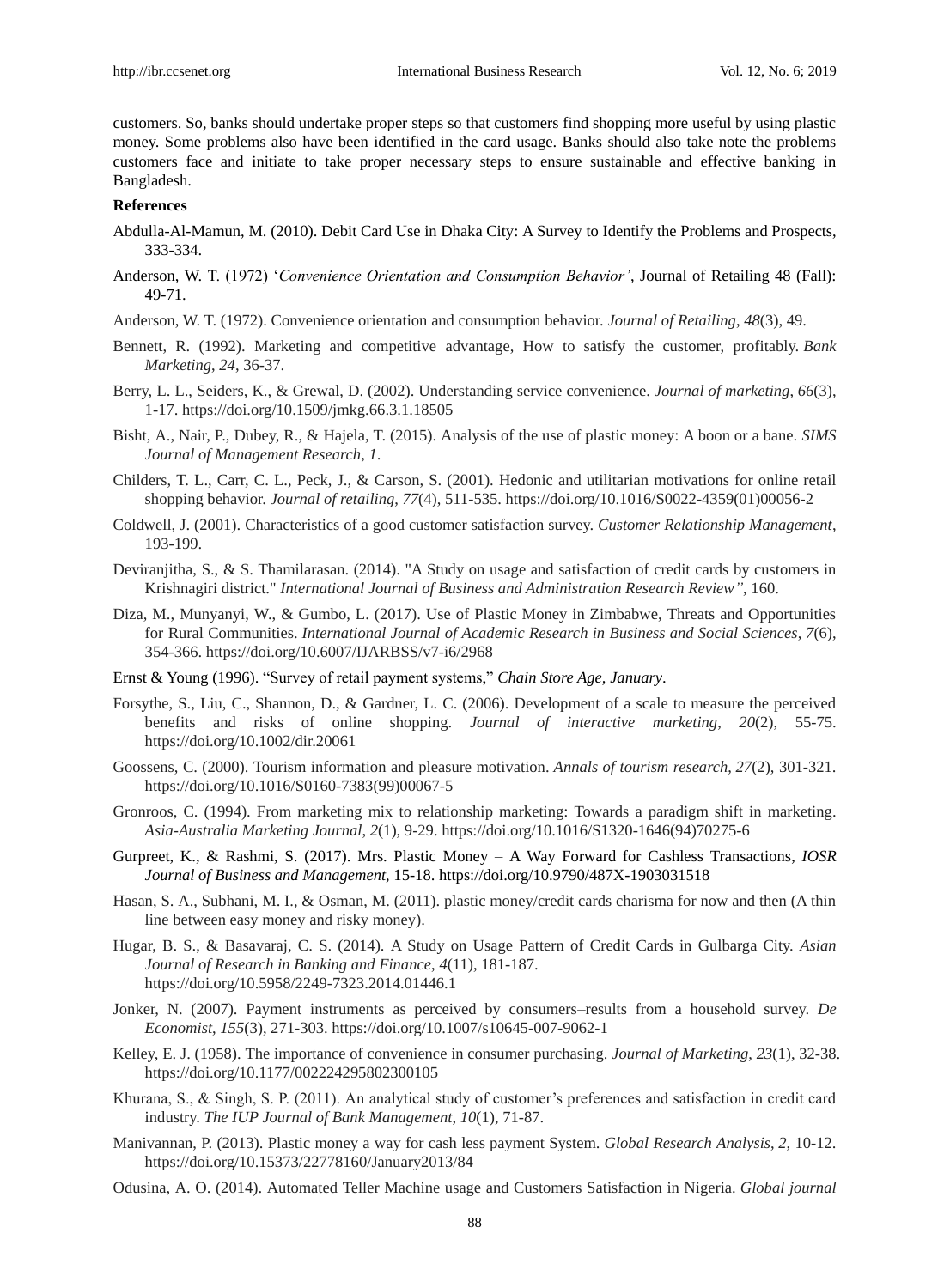customers. So, banks should undertake proper steps so that customers find shopping more useful by using plastic money. Some problems also have been identified in the card usage. Banks should also take note the problems customers face and initiate to take proper necessary steps to ensure sustainable and effective banking in Bangladesh.

**References**

Abdulla-Al-Mamun, M. (2010). Debit Card Use in Dhaka City: A Survey to Identify the Problems and Prospects, 333-334.

Anderson, W. T. (1972) '*Convenience Orientation and Consumption Behavior'*, Journal of Retailing 48 (Fall): 49-71.

Anderson, W. T. (1972). Convenience orientation and consumption behavior. *Journal of Retailing*, *48*(3), 49.

Bennett, R. (1992). Marketing and competitive advantage, How to satisfy the customer, profitably. *Bank Marketing*, *24*, 36-37.

Berry, L. L., Seiders, K., & Grewal, D. (2002). Understanding service convenience. *Journal of marketing*, *66*(3), 1-17. https://doi.org/10.1509/jmkg.66.3.1.18505

Bisht, A., Nair, P., Dubey, R., & Hajela, T. (2015). Analysis of the use of plastic money: A boon or a bane. *SIMS Journal of Management Research*, *1*.

Childers, T. L., Carr, C. L., Peck, J., & Carson, S. (2001). Hedonic and utilitarian motivations for online retail shopping behavior. *Journal of retailing*, *77*(4), 511-535. https://doi.org/10.1016/S0022-4359(01)00056-2

Coldwell, J. (2001). Characteristics of a good customer satisfaction survey. *Customer Relationship Management*, 193-199.

Deviranjitha, S., & S. Thamilarasan. (2014). "A Study on usage and satisfaction of credit cards by customers in Krishnagiri district." *International Journal of Business and Administration Research Review"*, 160.

Diza, M., Munyanyi, W., & Gumbo, L. (2017). Use of Plastic Money in Zimbabwe, Threats and Opportunities for Rural Communities. *International Journal of Academic Research in Business and Social Sciences*, *7*(6), 354-366. https://doi.org/10.6007/IJARBSS/v7-i6/2968

Ernst & Young (1996). "Survey of retail payment systems," *Chain Store Age, January*.

Forsythe, S., Liu, C., Shannon, D., & Gardner, L. C. (2006). Development of a scale to measure the perceived benefits and risks of online shopping. *Journal of interactive marketing*, *20*(2), 55-75. https://doi.org/10.1002/dir.20061

Goossens, C. (2000). Tourism information and pleasure motivation. *Annals of tourism research*, *27*(2), 301-321. https://doi.org/10.1016/S0160-7383(99)00067-5

Gronroos, C. (1994). From marketing mix to relationship marketing: Towards a paradigm shift in marketing. *Asia-Australia Marketing Journal*, *2*(1), 9-29. https://doi.org/10.1016/S1320-1646(94)70275-6

Gurpreet, K., & Rashmi, S. (2017). Mrs. Plastic Money – A Way Forward for Cashless Transactions, *IOSR Journal of Business and Management*, 15-18. https://doi.org/10.9790/487X-1903031518

Hasan, S. A., Subhani, M. I., & Osman, M. (2011). plastic money/credit cards charisma for now and then (A thin line between easy money and risky money).

Hugar, B. S., & Basavaraj, C. S. (2014). A Study on Usage Pattern of Credit Cards in Gulbarga City. *Asian Journal of Research in Banking and Finance*, *4*(11), 181-187. https://doi.org/10.5958/2249-7323.2014.01446.1

Jonker, N. (2007). Payment instruments as perceived by consumers–results from a household survey. *De Economist*, *155*(3), 271-303. https://doi.org/10.1007/s10645-007-9062-1

Kelley, E. J. (1958). The importance of convenience in consumer purchasing. *Journal of Marketing*, *23*(1), 32-38. https://doi.org/10.1177/002224295802300105

Khurana, S., & Singh, S. P. (2011). An analytical study of customer's preferences and satisfaction in credit card industry. *The IUP Journal of Bank Management*, *10*(1), 71-87.

Manivannan, P. (2013). Plastic money a way for cash less payment System. *Global Research Analysis*, *2*, 10-12. https://doi.org/10.15373/22778160/January2013/84

Odusina, A. O. (2014). Automated Teller Machine usage and Customers Satisfaction in Nigeria. *Global journal*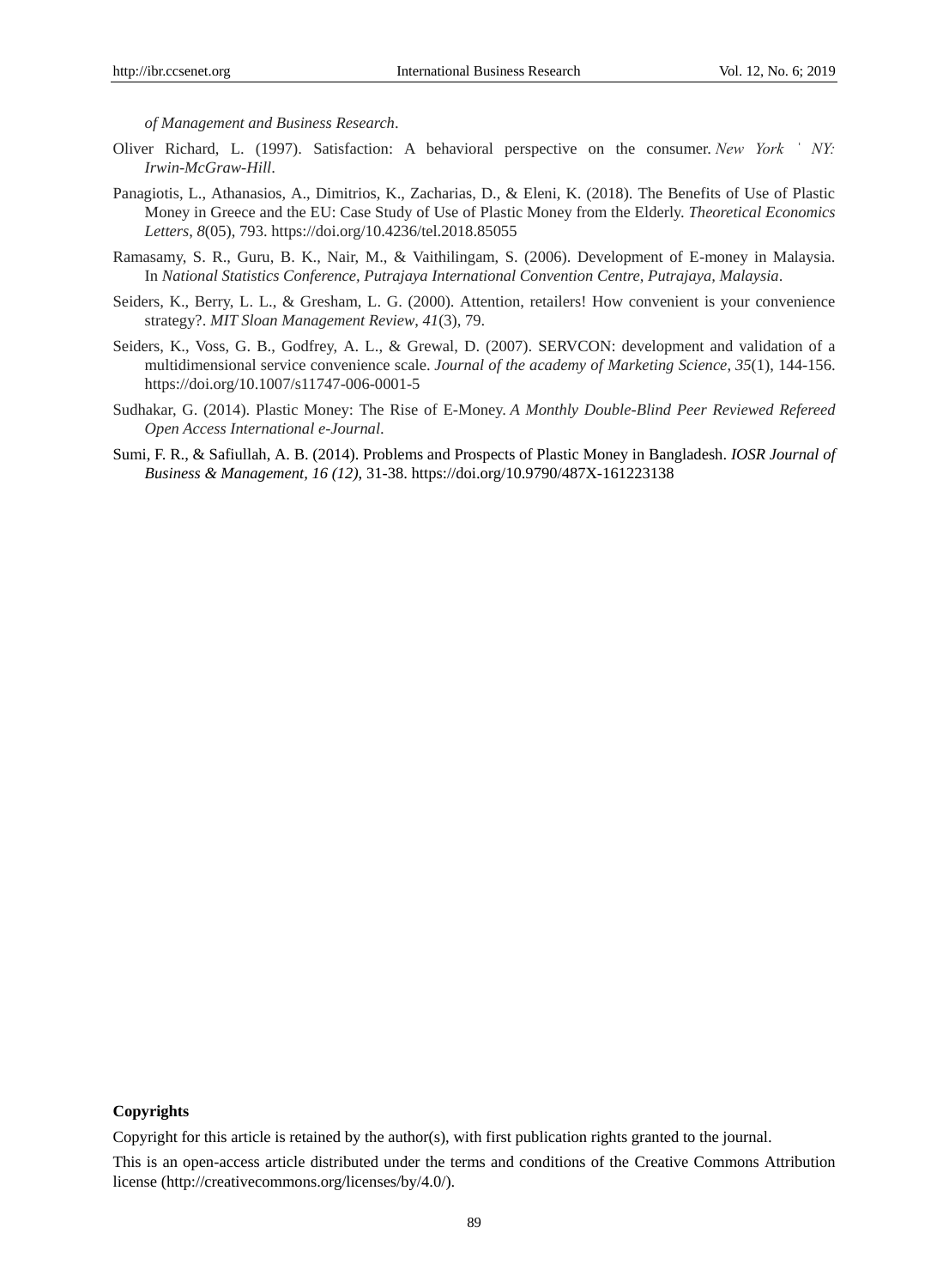*of Management and Business Research*.

Oliver Richard, L. (1997). Satisfaction: A behavioral perspective on the consumer. *New York ' NY: Irwin-McGraw-Hill*.

Panagiotis, L., Athanasios, A., Dimitrios, K., Zacharias, D., & Eleni, K. (2018). The Benefits of Use of Plastic Money in Greece and the EU: Case Study of Use of Plastic Money from the Elderly. *Theoretical Economics Letters*, *8*(05), 793. https://doi.org/10.4236/tel.2018.85055

Ramasamy, S. R., Guru, B. K., Nair, M., & Vaithilingam, S. (2006). Development of E-money in Malaysia. In *National Statistics Conference, Putrajaya International Convention Centre, Putrajaya, Malaysia*.

Seiders, K., Berry, L. L., & Gresham, L. G. (2000). Attention, retailers! How convenient is your convenience strategy?. *MIT Sloan Management Review*, *41*(3), 79.

Seiders, K., Voss, G. B., Godfrey, A. L., & Grewal, D. (2007). SERVCON: development and validation of a multidimensional service convenience scale. *Journal of the academy of Marketing Science*, *35*(1), 144-156. https://doi.org/10.1007/s11747-006-0001-5

Sudhakar, G. (2014). Plastic Money: The Rise of E-Money. *A Monthly Double-Blind Peer Reviewed Refereed Open Access International e-Journal*.

Sumi, F. R., & Safiullah, A. B. (2014). Problems and Prospects of Plastic Money in Bangladesh. *IOSR Journal of Business & Management, 16 (12)*, 31-38. https://doi.org/10.9790/487X-161223138

**Copyrights**

Copyright for this article is retained by the author(s), with first publication rights granted to the journal.

This is an open-access article distributed under the terms and conditions of the Creative Commons Attribution license (http://creativecommons.org/licenses/by/4.0/).